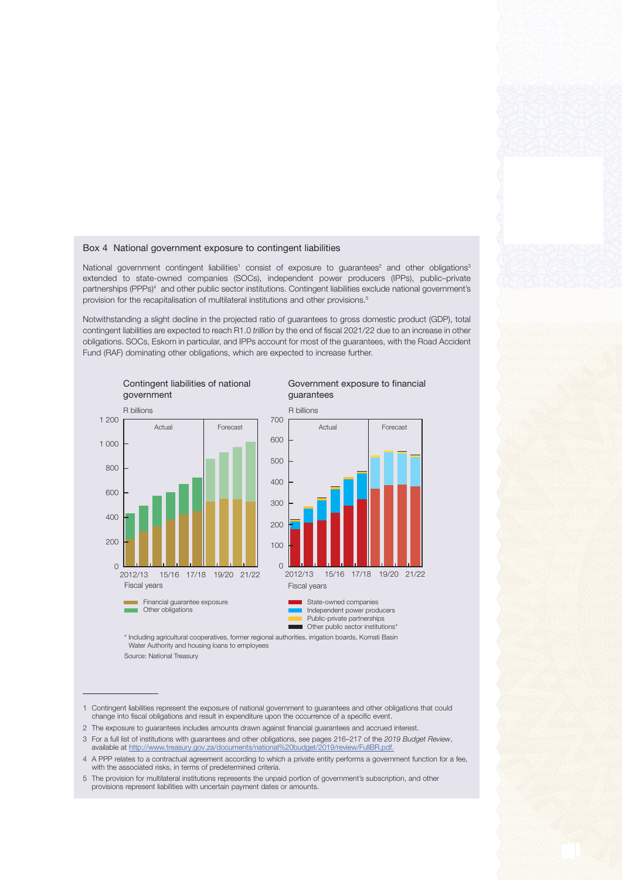## Box 4 National government exposure to contingent liabilities

National government contingent liabilities[1] consist of exposure to guarantees[2] and other obligations[3] extended to state-owned companies (SOCs), independent power producers (IPPs), public–private partnerships (PPPs)[4] and other public sector institutions. Contingent liabilities exclude national government's provision for the recapitalisation of multilateral institutions and other provisions.[5]

Notwithstanding a slight decline in the projected ratio of guarantees to gross domestic product (GDP), total contingent liabilities are expected to reach R1.0 *trillion* by the end of fiscal 2021/22 due to an increase in other obligations. SOCs, Eskom in particular, and IPPs account for most of the guarantees, with the Road Accident Fund (RAF) dominating other obligations, which are expected to increase further.

**Contingent liabilities of national government**

R billions

Fiscal years: 2012/13 to 21/22 (Actual to 17/18; Forecast 18/19 to 21/22)

- Financial guarantee exposure
- Other obligations

**Government exposure to financial guarantees**

R billions

Fiscal years: 2012/13 to 21/22 (Actual to 17/18; Forecast 18/19 to 21/22)

- State-owned companies
- Independent power producers
- Public-private partnerships
- Other public sector institutions*

\* Including agricultural cooperatives, former regional authorities, irrigation boards, Komati Basin Water Authority and housing loans to employees

Source: National Treasury

---

1 Contingent liabilities represent the exposure of national government to guarantees and other obligations that could change into fiscal obligations and result in expenditure upon the occurrence of a specific event.

2 The exposure to guarantees includes amounts drawn against financial guarantees and accrued interest.

3 For a full list of institutions with guarantees and other obligations, see pages 216–217 of the *2019 Budget Review*, available at http://www.treasury.gov.za/documents/national%20budget/2019/review/FullBR.pdf.

4 A PPP relates to a contractual agreement according to which a private entity performs a government function for a fee, with the associated risks, in terms of predetermined criteria.

5 The provision for multilateral institutions represents the unpaid portion of government's subscription, and other provisions represent liabilities with uncertain payment dates or amounts.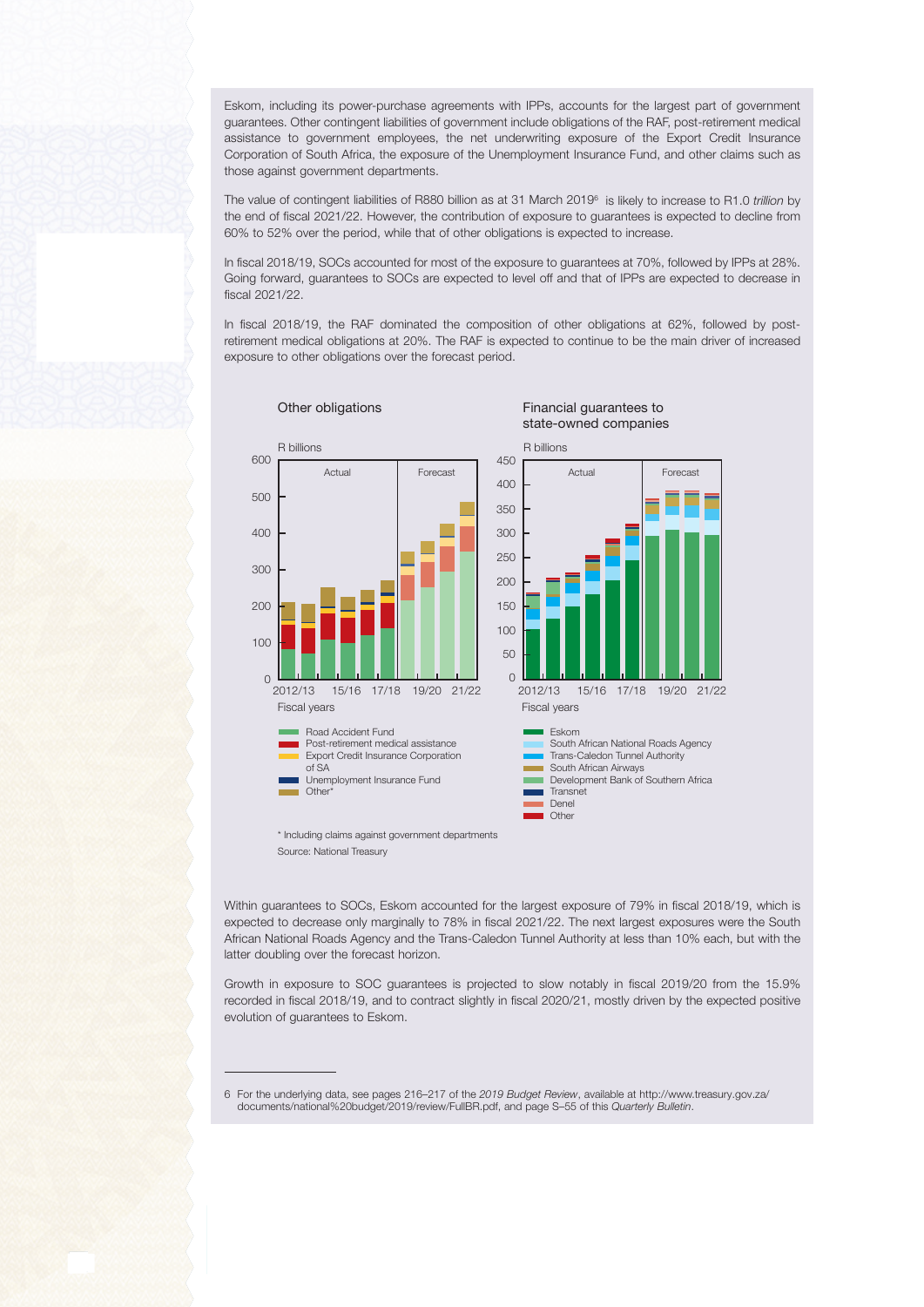Eskom, including its power-purchase agreements with IPPs, accounts for the largest part of government guarantees. Other contingent liabilities of government include obligations of the RAF, post-retirement medical assistance to government employees, the net underwriting exposure of the Export Credit Insurance Corporation of South Africa, the exposure of the Unemployment Insurance Fund, and other claims such as those against government departments.

The value of contingent liabilities of R880 billion as at 31 March 2019[6] is likely to increase to R1.0 *trillion* by the end of fiscal 2021/22. However, the contribution of exposure to guarantees is expected to decline from 60% to 52% over the period, while that of other obligations is expected to increase.

In fiscal 2018/19, SOCs accounted for most of the exposure to guarantees at 70%, followed by IPPs at 28%. Going forward, guarantees to SOCs are expected to level off and that of IPPs are expected to decrease in fiscal 2021/22.

In fiscal 2018/19, the RAF dominated the composition of other obligations at 62%, followed by post-retirement medical obligations at 20%. The RAF is expected to continue to be the main driver of increased exposure to other obligations over the forecast period.

Other obligations

R billions

Road Accident Fund; Post-retirement medical assistance; Export Credit Insurance Corporation of SA; Unemployment Insurance Fund; Other*

Financial guarantees to state-owned companies

R billions

Eskom; South African National Roads Agency; Trans-Caledon Tunnel Authority; South African Airways; Development Bank of Southern Africa; Transnet; Denel; Other

\* Including claims against government departments

Source: National Treasury

Within guarantees to SOCs, Eskom accounted for the largest exposure of 79% in fiscal 2018/19, which is expected to decrease only marginally to 78% in fiscal 2021/22. The next largest exposures were the South African National Roads Agency and the Trans-Caledon Tunnel Authority at less than 10% each, but with the latter doubling over the forecast horizon.

Growth in exposure to SOC guarantees is projected to slow notably in fiscal 2019/20 from the 15.9% recorded in fiscal 2018/19, and to contract slightly in fiscal 2020/21, mostly driven by the expected positive evolution of guarantees to Eskom.

---

6 For the underlying data, see pages 216–217 of the *2019 Budget Review*, available at http://www.treasury.gov.za/documents/national%20budget/2019/review/FullBR.pdf, and page S–55 of this *Quarterly Bulletin*.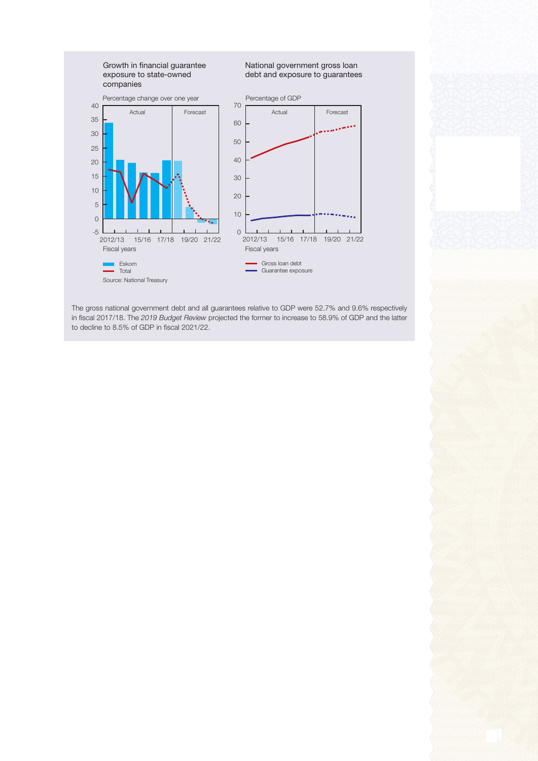Growth in financial guarantee exposure to state-owned companies

Percentage change over one year

Actual

Forecast

40
35
30
25
20
15
10
5
0
-5

2012/13 15/16 17/18 19/20 21/22

Fiscal years

Eskom
Total

Source: National Treasury

National government gross loan debt and exposure to guarantees

Percentage of GDP

Actual

Forecast

70
60
50
40
30
20
10
0

2012/13 15/16 17/18 19/20 21/22

Fiscal years

Gross loan debt
Guarantee exposure

The gross national government debt and all guarantees relative to GDP were 52.7% and 9.6% respectively in fiscal 2017/18. The *2019 Budget Review* projected the former to increase to 58.9% of GDP and the latter to decline to 8.5% of GDP in fiscal 2021/22.